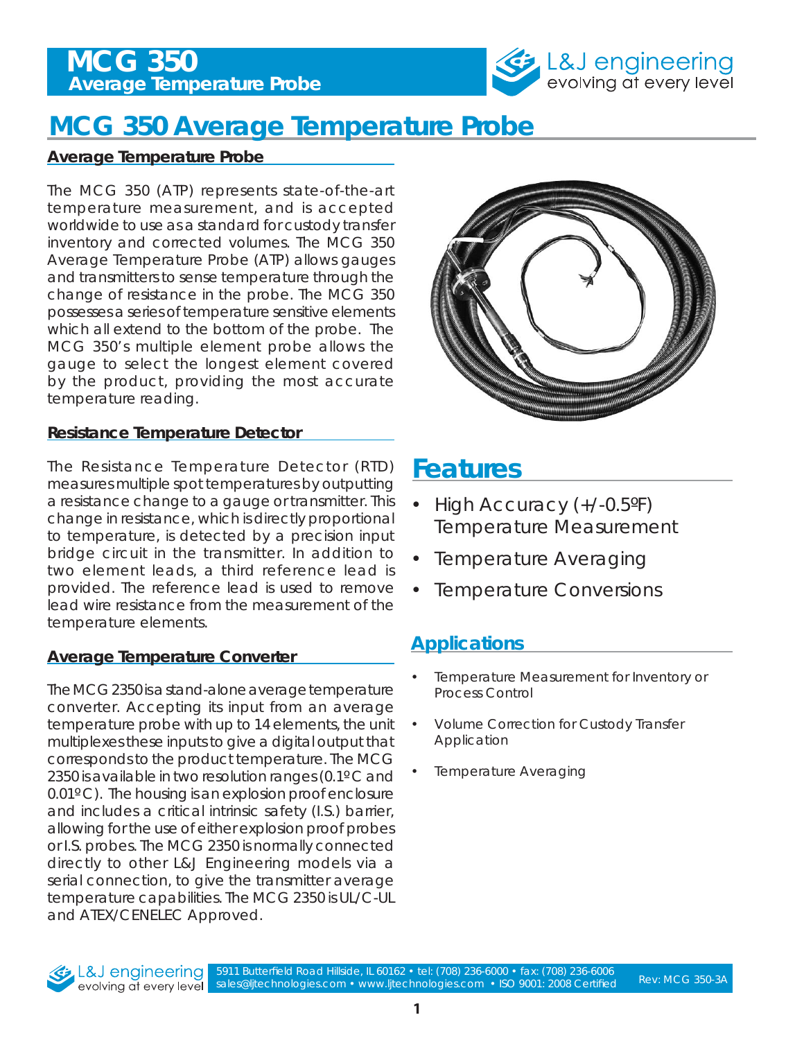# MCG 350 Average Temperature Probe

## Average Temperature Probe

The MCG 350 (ATP) represents state-of-the-art temperature measurement, and is accepted worldwide to use as a standard for custody transfer inventory and corrected volumes. The MCG 350 Average Temperature Probe (ATP) allows gauges and transmitters to sense temperature through the change of resistance in the probe. The MCG 350 possesses a series of temperature sensitive elements which all extend to the bottom of the probe. The MCG 350's multiple element probe allows the gauge to select the longest element covered by the product, providing the most accurate temperature reading.

## Resistance Temperature Detector

The Resistance Temperature Detector (RTD) measures multiple spot temperatures by outputting a resistance change to a gauge or transmitter. This change in resistance, which is directly proportional to temperature, is detected by a precision input bridge circuit in the transmitter. In addition to two element leads, a third reference lead is provided. The reference lead is used to remove lead wire resistance from the measurement of the temperature elements.

## Average Temperature Converter

The MCG 2350 is a stand-alone average temperature converter. Accepting its input from an average temperature probe with up to 14 elements, the unit multiplexes these inputs to give a digital output that corresponds to the product temperature. The MCG 2350 is available in two resolution ranges (0.1ºC and 0.01ºC). The housing is an explosion proof enclosure and includes a critical intrinsic safety (I.S.) barrier, allowing for the use of either explosion proof probes or I.S. probes. The MCG 2350 is normally connected directly to other L&J Engineering models via a serial connection, to give the transmitter average temperature capabilities. The MCG 2350 is UL/C-UL and ATEX/CENELEC Approved.

## Features

- High Accuracy (+/-0.5ºF) Temperature Measurement
- Temperature Averaging
- Temperature Conversions

## Applications

- Temperature Measurement for Inventory or Process Control
- Volume Correction for Custody Transfer Application
- Temperature Averaging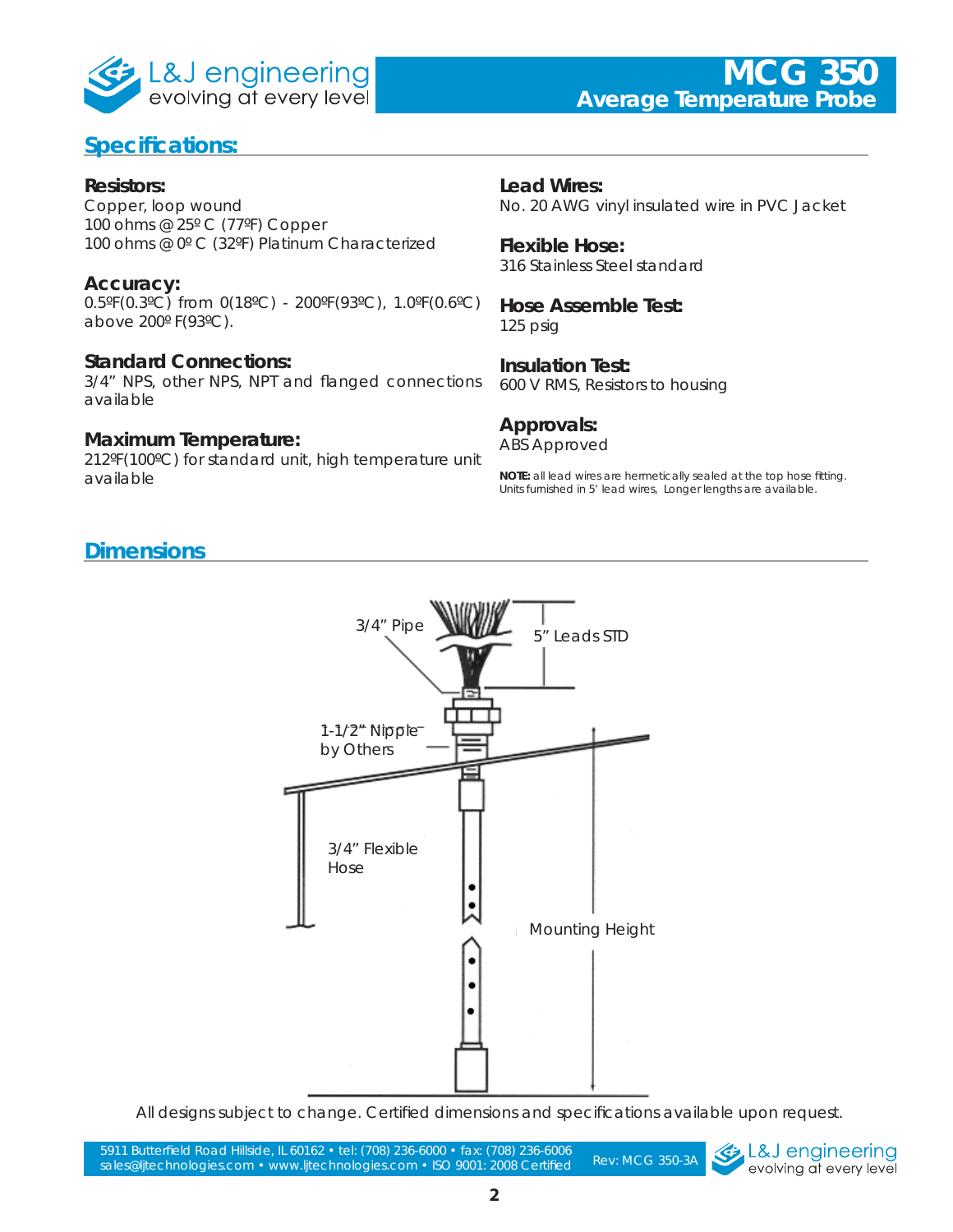# MCG 350
## Average Temperature Probe

## Specifications:

**Resistors:**
Copper, loop wound
100 ohms @ 25º C (77ºF) Copper
100 ohms @ 0º C (32ºF) Platinum Characterized

**Accuracy:**
0.5ºF(0.3ºC) from 0(18ºC) - 200ºF(93ºC), 1.0ºF(0.6ºC) above 200º F(93ºC).

**Standard Connections:**
3/4" NPS, other NPS, NPT and flanged connections available

**Maximum Temperature:**
212ºF(100ºC) for standard unit, high temperature unit available

**Lead Wires:**
No. 20 AWG vinyl insulated wire in PVC Jacket

**Flexible Hose:**
316 Stainless Steel standard

**Hose Assemble Test:**
125 psig

**Insulation Test:**
600 V RMS, Resistors to housing

**Approvals:**
ABS Approved

**NOTE:** all lead wires are hermetically sealed at the top hose fitting. Units furnished in 5' lead wires, Longer lengths are available.

## Dimensions

3/4" Pipe

5" Leads STD

1-1/2" Nipple by Others

3/4" Flexible Hose

Mounting Height

All designs subject to change. Certified dimensions and specifications available upon request.

5911 Butterfield Road Hillside, IL 60162 • tel: (708) 236-6000 • fax: (708) 236-6006
sales@ljtechnologies.com • www.ljtechnologies.com • ISO 9001: 2008 Certified

Rev: MCG 350-3A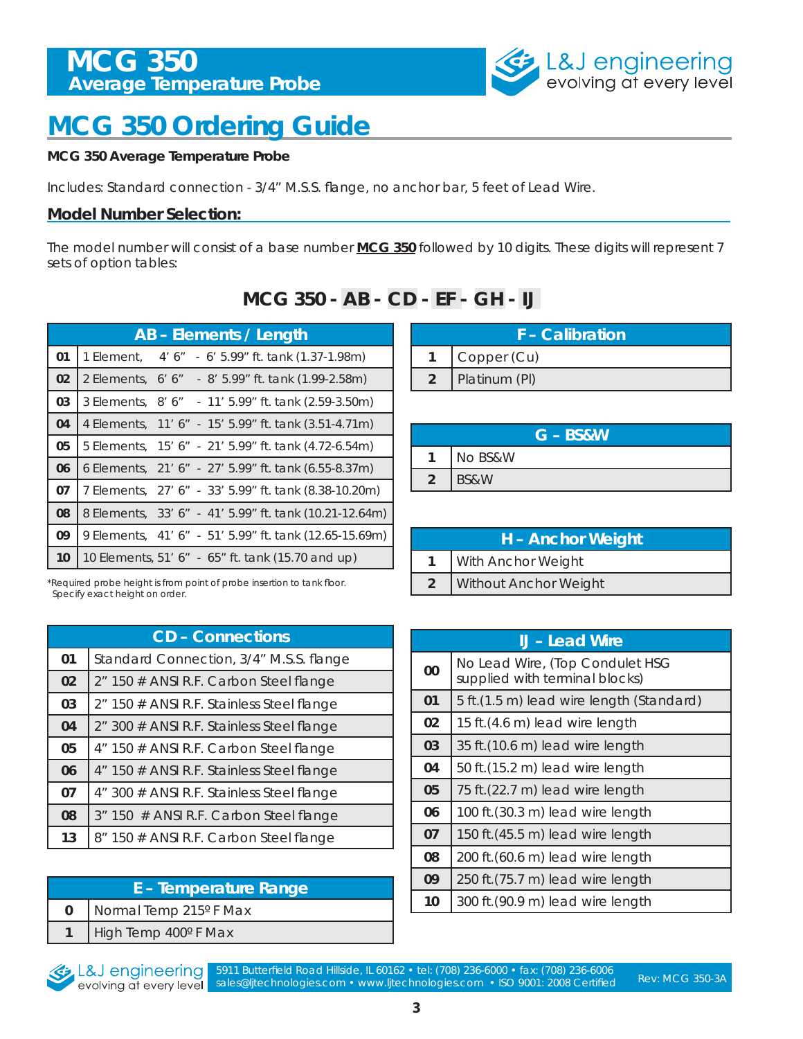# MCG 350 Ordering Guide

**MCG 350 Average Temperature Probe**

Includes: Standard connection - 3/4" M.S.S. flange, no anchor bar, 5 feet of Lead Wire.

## Model Number Selection:

The model number will consist of a base number **MCG 350** followed by 10 digits. These digits will represent 7 sets of option tables:

### MCG 350 - AB - CD - EF - GH - IJ

| AB – Elements / Length | |
|---|---|
| 01 | 1 Element, 4' 6" - 6' 5.99" ft. tank (1.37-1.98m) |
| 02 | 2 Elements, 6' 6" - 8' 5.99" ft. tank (1.99-2.58m) |
| 03 | 3 Elements, 8' 6" - 11' 5.99" ft. tank (2.59-3.50m) |
| 04 | 4 Elements, 11' 6" - 15' 5.99" ft. tank (3.51-4.71m) |
| 05 | 5 Elements, 15' 6" - 21' 5.99" ft. tank (4.72-6.54m) |
| 06 | 6 Elements, 21' 6" - 27' 5.99" ft. tank (6.55-8.37m) |
| 07 | 7 Elements, 27' 6" - 33' 5.99" ft. tank (8.38-10.20m) |
| 08 | 8 Elements, 33' 6" - 41' 5.99" ft. tank (10.21-12.64m) |
| 09 | 9 Elements, 41' 6" - 51' 5.99" ft. tank (12.65-15.69m) |
| 10 | 10 Elements, 51' 6" - 65" ft. tank (15.70 and up) |

*Required probe height is from point of probe insertion to tank floor. Specify exact height on order.

| CD – Connections | |
|---|---|
| 01 | Standard Connection, 3/4" M.S.S. flange |
| 02 | 2" 150 # ANSI R.F. Carbon Steel flange |
| 03 | 2" 150 # ANSI R.F. Stainless Steel flange |
| 04 | 2" 300 # ANSI R.F. Stainless Steel flange |
| 05 | 4" 150 # ANSI R.F. Carbon Steel flange |
| 06 | 4" 150 # ANSI R.F. Stainless Steel flange |
| 07 | 4" 300 # ANSI R.F. Stainless Steel flange |
| 08 | 3" 150 # ANSI R.F. Carbon Steel flange |
| 13 | 8" 150 # ANSI R.F. Carbon Steel flange |

| E – Temperature Range | |
|---|---|
| 0 | Normal Temp 215º F Max |
| 1 | High Temp 400º F Max |

| F – Calibration | |
|---|---|
| 1 | Copper (Cu) |
| 2 | Platinum (Pl) |

| G – BS&W | |
|---|---|
| 1 | No BS&W |
| 2 | BS&W |

| H – Anchor Weight | |
|---|---|
| 1 | With Anchor Weight |
| 2 | Without Anchor Weight |

| IJ – Lead Wire | |
|---|---|
| 00 | No Lead Wire, (Top Condulet HSG supplied with terminal blocks) |
| 01 | 5 ft.(1.5 m) lead wire length (Standard) |
| 02 | 15 ft.(4.6 m) lead wire length |
| 03 | 35 ft.(10.6 m) lead wire length |
| 04 | 50 ft.(15.2 m) lead wire length |
| 05 | 75 ft.(22.7 m) lead wire length |
| 06 | 100 ft.(30.3 m) lead wire length |
| 07 | 150 ft.(45.5 m) lead wire length |
| 08 | 200 ft.(60.6 m) lead wire length |
| 09 | 250 ft.(75.7 m) lead wire length |
| 10 | 300 ft.(90.9 m) lead wire length |

5911 Butterfield Road Hillside, IL 60162 • tel: (708) 236-6000 • fax: (708) 236-6006
sales@ljtechnologies.com • www.ljtechnologies.com • ISO 9001: 2008 Certified

Rev: MCG 350-3A